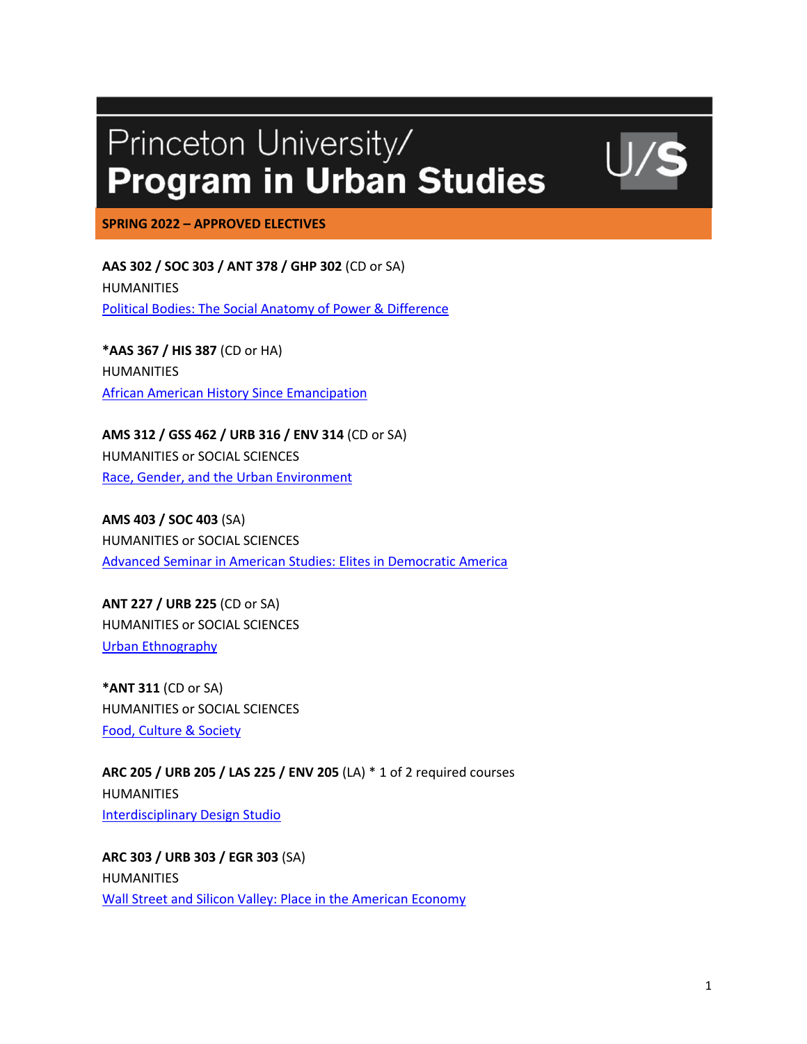# Princeton University/
# Program in Urban Studies

U/S

**SPRING 2022 – APPROVED ELECTIVES**

**AAS 302 / SOC 303 / ANT 378 / GHP 302** (CD or SA)
HUMANITIES
[Political Bodies: The Social Anatomy of Power & Difference]()

***AAS 367 / HIS 387** (CD or HA)
HUMANITIES
[African American History Since Emancipation]()

**AMS 312 / GSS 462 / URB 316 / ENV 314** (CD or SA)
HUMANITIES or SOCIAL SCIENCES
[Race, Gender, and the Urban Environment]()

**AMS 403 / SOC 403** (SA)
HUMANITIES or SOCIAL SCIENCES
[Advanced Seminar in American Studies: Elites in Democratic America]()

**ANT 227 / URB 225** (CD or SA)
HUMANITIES or SOCIAL SCIENCES
[Urban Ethnography]()

***ANT 311** (CD or SA)
HUMANITIES or SOCIAL SCIENCES
[Food, Culture & Society]()

**ARC 205 / URB 205 / LAS 225 / ENV 205** (LA) * 1 of 2 required courses
HUMANITIES
[Interdisciplinary Design Studio]()

**ARC 303 / URB 303 / EGR 303** (SA)
HUMANITIES
[Wall Street and Silicon Valley: Place in the American Economy]()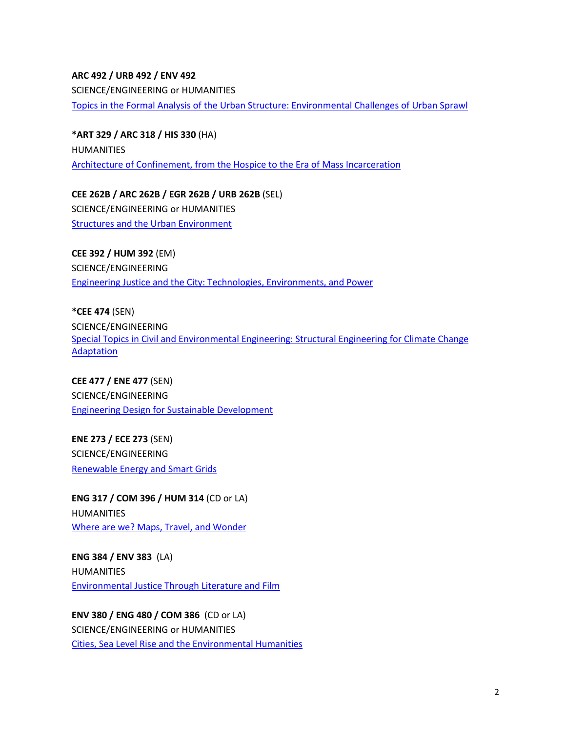**ARC 492 / URB 492 / ENV 492**
SCIENCE/ENGINEERING or HUMANITIES
Topics in the Formal Analysis of the Urban Structure: Environmental Challenges of Urban Sprawl

***ART 329 / ARC 318 / HIS 330** (HA)
HUMANITIES
Architecture of Confinement, from the Hospice to the Era of Mass Incarceration

**CEE 262B / ARC 262B / EGR 262B / URB 262B** (SEL)
SCIENCE/ENGINEERING or HUMANITIES
Structures and the Urban Environment

**CEE 392 / HUM 392** (EM)
SCIENCE/ENGINEERING
Engineering Justice and the City: Technologies, Environments, and Power

***CEE 474** (SEN)
SCIENCE/ENGINEERING
Special Topics in Civil and Environmental Engineering: Structural Engineering for Climate Change Adaptation

**CEE 477 / ENE 477** (SEN)
SCIENCE/ENGINEERING
Engineering Design for Sustainable Development

**ENE 273 / ECE 273** (SEN)
SCIENCE/ENGINEERING
Renewable Energy and Smart Grids

**ENG 317 / COM 396 / HUM 314** (CD or LA)
HUMANITIES
Where are we? Maps, Travel, and Wonder

**ENG 384 / ENV 383** (LA)
HUMANITIES
Environmental Justice Through Literature and Film

**ENV 380 / ENG 480 / COM 386** (CD or LA)
SCIENCE/ENGINEERING or HUMANITIES
Cities, Sea Level Rise and the Environmental Humanities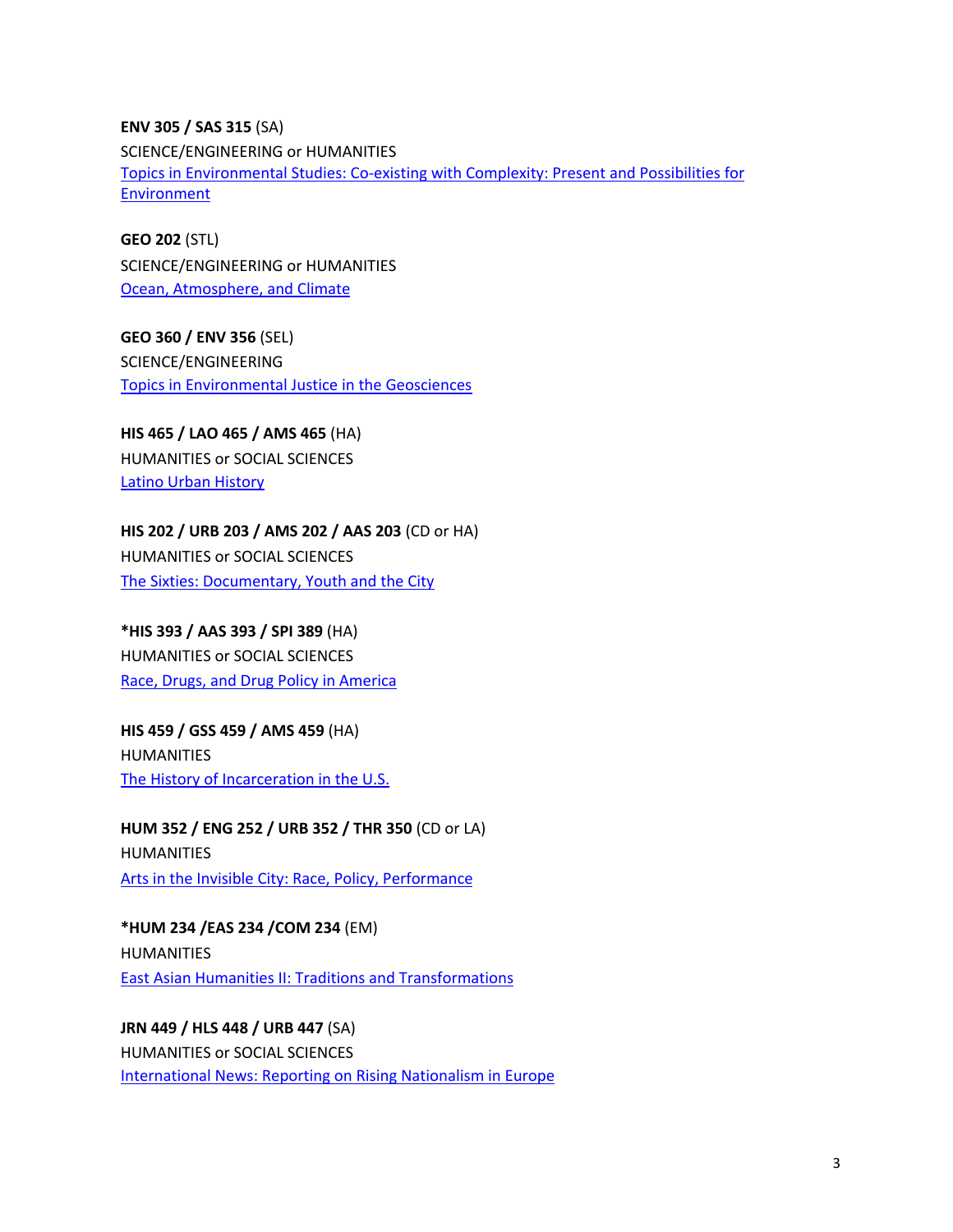**ENV 305 / SAS 315** (SA)
SCIENCE/ENGINEERING or HUMANITIES
Topics in Environmental Studies: Co-existing with Complexity: Present and Possibilities for Environment

**GEO 202** (STL)
SCIENCE/ENGINEERING or HUMANITIES
Ocean, Atmosphere, and Climate

**GEO 360 / ENV 356** (SEL)
SCIENCE/ENGINEERING
Topics in Environmental Justice in the Geosciences

**HIS 465 / LAO 465 / AMS 465** (HA)
HUMANITIES or SOCIAL SCIENCES
Latino Urban History

**HIS 202 / URB 203 / AMS 202 / AAS 203** (CD or HA)
HUMANITIES or SOCIAL SCIENCES
The Sixties: Documentary, Youth and the City

**\*HIS 393 / AAS 393 / SPI 389** (HA)
HUMANITIES or SOCIAL SCIENCES
Race, Drugs, and Drug Policy in America

**HIS 459 / GSS 459 / AMS 459** (HA)
HUMANITIES
The History of Incarceration in the U.S.

**HUM 352 / ENG 252 / URB 352 / THR 350** (CD or LA)
HUMANITIES
Arts in the Invisible City: Race, Policy, Performance

**\*HUM 234 /EAS 234 /COM 234** (EM)
HUMANITIES
East Asian Humanities II: Traditions and Transformations

**JRN 449 / HLS 448 / URB 447** (SA)
HUMANITIES or SOCIAL SCIENCES
International News: Reporting on Rising Nationalism in Europe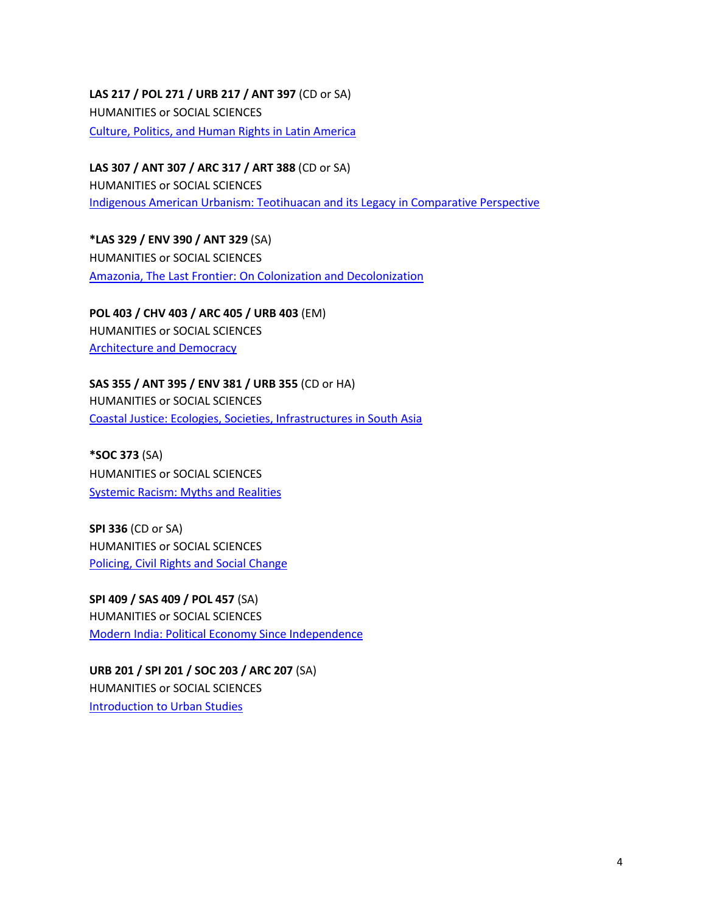**LAS 217 / POL 271 / URB 217 / ANT 397** (CD or SA)
HUMANITIES or SOCIAL SCIENCES
Culture, Politics, and Human Rights in Latin America

**LAS 307 / ANT 307 / ARC 317 / ART 388** (CD or SA)
HUMANITIES or SOCIAL SCIENCES
Indigenous American Urbanism: Teotihuacan and its Legacy in Comparative Perspective

***LAS 329 / ENV 390 / ANT 329** (SA)
HUMANITIES or SOCIAL SCIENCES
Amazonia, The Last Frontier: On Colonization and Decolonization

**POL 403 / CHV 403 / ARC 405 / URB 403** (EM)
HUMANITIES or SOCIAL SCIENCES
Architecture and Democracy

**SAS 355 / ANT 395 / ENV 381 / URB 355** (CD or HA)
HUMANITIES or SOCIAL SCIENCES
Coastal Justice: Ecologies, Societies, Infrastructures in South Asia

***SOC 373** (SA)
HUMANITIES or SOCIAL SCIENCES
Systemic Racism: Myths and Realities

**SPI 336** (CD or SA)
HUMANITIES or SOCIAL SCIENCES
Policing, Civil Rights and Social Change

**SPI 409 / SAS 409 / POL 457** (SA)
HUMANITIES or SOCIAL SCIENCES
Modern India: Political Economy Since Independence

**URB 201 / SPI 201 / SOC 203 / ARC 207** (SA)
HUMANITIES or SOCIAL SCIENCES
Introduction to Urban Studies